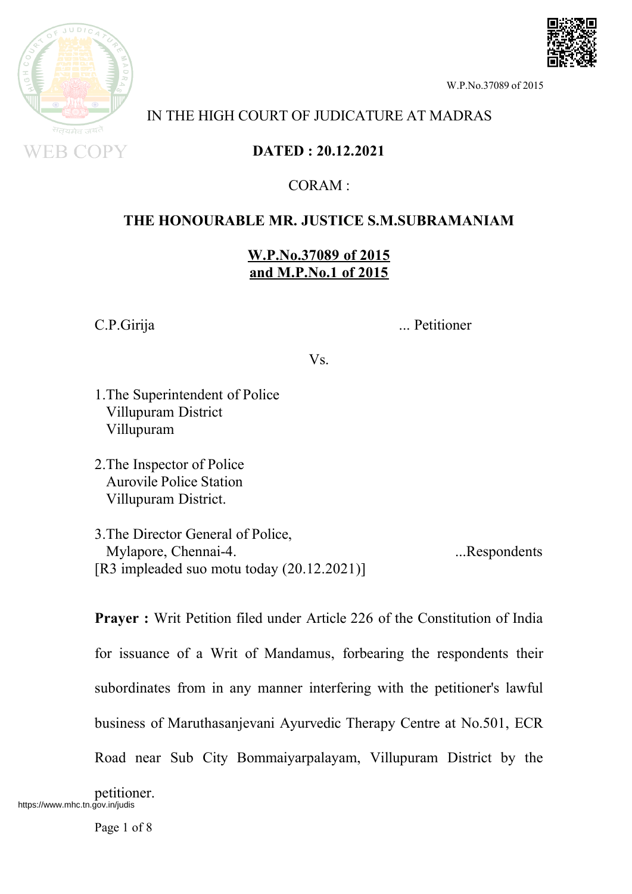IN THE HIGH COURT OF JUDICATURE AT MADRAS

**DATED : 20.12.2021**

CORAM :

**THE HONOURABLE MR. JUSTICE S.M.SUBRAMANIAM**

**W.P.No.37089 of 2015**
**and M.P.No.1 of 2015**

C.P.Girija ... Petitioner

Vs.

1.The Superintendent of Police
Villupuram District
Villupuram

2.The Inspector of Police
Aurovile Police Station
Villupuram District.

3.The Director General of Police,
Mylapore, Chennai-4. ...Respondents
[R3 impleaded suo motu today (20.12.2021)]

**Prayer :** Writ Petition filed under Article 226 of the Constitution of India for issuance of a Writ of Mandamus, forbearing the respondents their subordinates from in any manner interfering with the petitioner's lawful business of Maruthasanjevani Ayurvedic Therapy Centre at No.501, ECR Road near Sub City Bommaiyarpalayam, Villupuram District by the petitioner.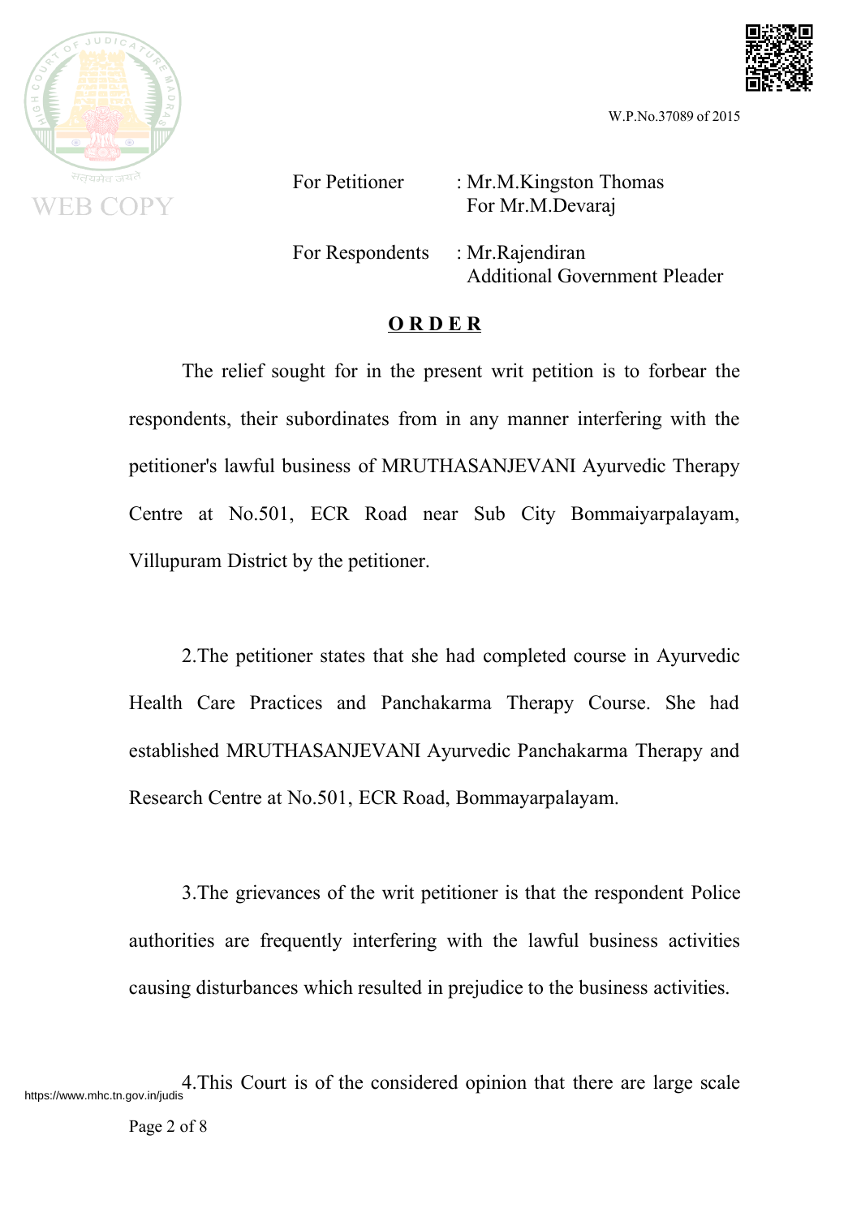For Petitioner : Mr.M.Kingston Thomas
For Mr.M.Devaraj

For Respondents : Mr.Rajendiran
Additional Government Pleader

**ORDER**

The relief sought for in the present writ petition is to forbear the respondents, their subordinates from in any manner interfering with the petitioner's lawful business of MRUTHASANJEVANI Ayurvedic Therapy Centre at No.501, ECR Road near Sub City Bommaiyarpalayam, Villupuram District by the petitioner.

2.The petitioner states that she had completed course in Ayurvedic Health Care Practices and Panchakarma Therapy Course. She had established MRUTHASANJEVANI Ayurvedic Panchakarma Therapy and Research Centre at No.501, ECR Road, Bommayarpalayam.

3.The grievances of the writ petitioner is that the respondent Police authorities are frequently interfering with the lawful business activities causing disturbances which resulted in prejudice to the business activities.

4.This Court is of the considered opinion that there are large scale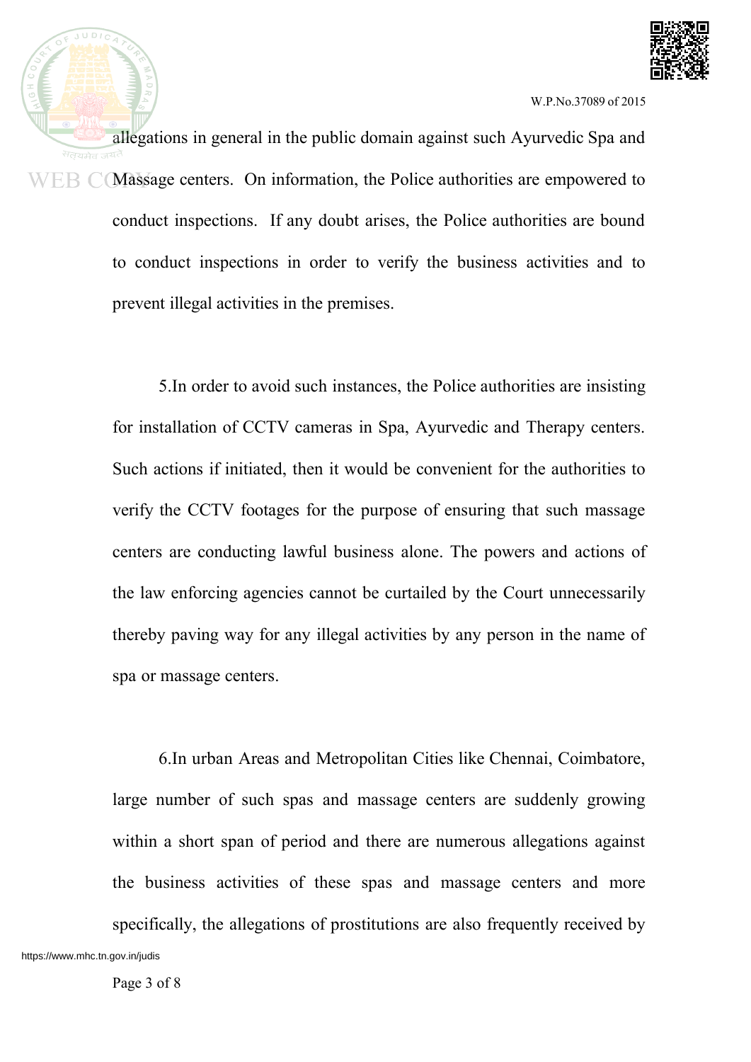allegations in general in the public domain against such Ayurvedic Spa and Massage centers. On information, the Police authorities are empowered to conduct inspections. If any doubt arises, the Police authorities are bound to conduct inspections in order to verify the business activities and to prevent illegal activities in the premises.

5.In order to avoid such instances, the Police authorities are insisting for installation of CCTV cameras in Spa, Ayurvedic and Therapy centers. Such actions if initiated, then it would be convenient for the authorities to verify the CCTV footages for the purpose of ensuring that such massage centers are conducting lawful business alone. The powers and actions of the law enforcing agencies cannot be curtailed by the Court unnecessarily thereby paving way for any illegal activities by any person in the name of spa or massage centers.

6.In urban Areas and Metropolitan Cities like Chennai, Coimbatore, large number of such spas and massage centers are suddenly growing within a short span of period and there are numerous allegations against the business activities of these spas and massage centers and more specifically, the allegations of prostitutions are also frequently received by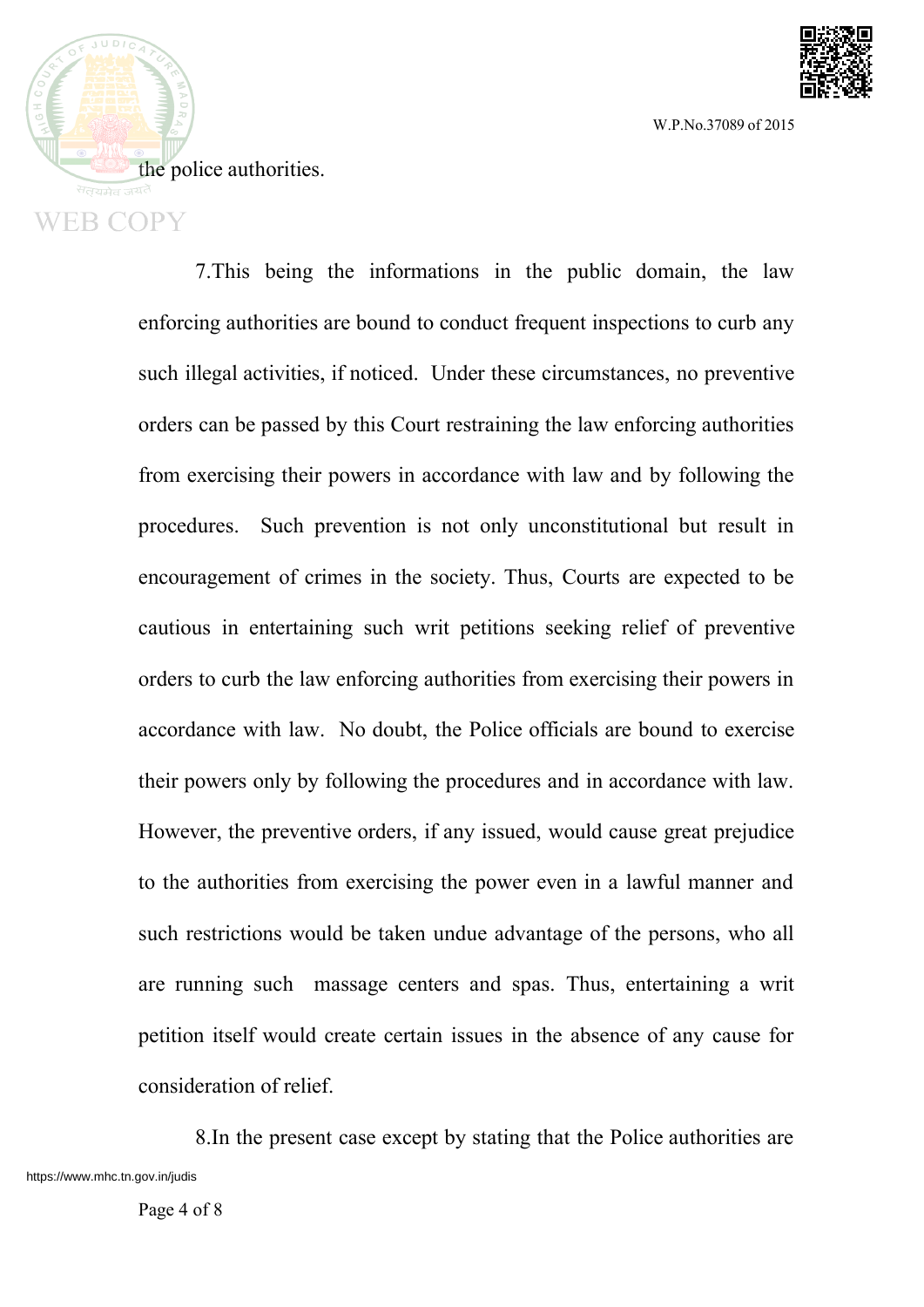the police authorities.

7.This being the informations in the public domain, the law enforcing authorities are bound to conduct frequent inspections to curb any such illegal activities, if noticed. Under these circumstances, no preventive orders can be passed by this Court restraining the law enforcing authorities from exercising their powers in accordance with law and by following the procedures. Such prevention is not only unconstitutional but result in encouragement of crimes in the society. Thus, Courts are expected to be cautious in entertaining such writ petitions seeking relief of preventive orders to curb the law enforcing authorities from exercising their powers in accordance with law. No doubt, the Police officials are bound to exercise their powers only by following the procedures and in accordance with law. However, the preventive orders, if any issued, would cause great prejudice to the authorities from exercising the power even in a lawful manner and such restrictions would be taken undue advantage of the persons, who all are running such massage centers and spas. Thus, entertaining a writ petition itself would create certain issues in the absence of any cause for consideration of relief.

8.In the present case except by stating that the Police authorities are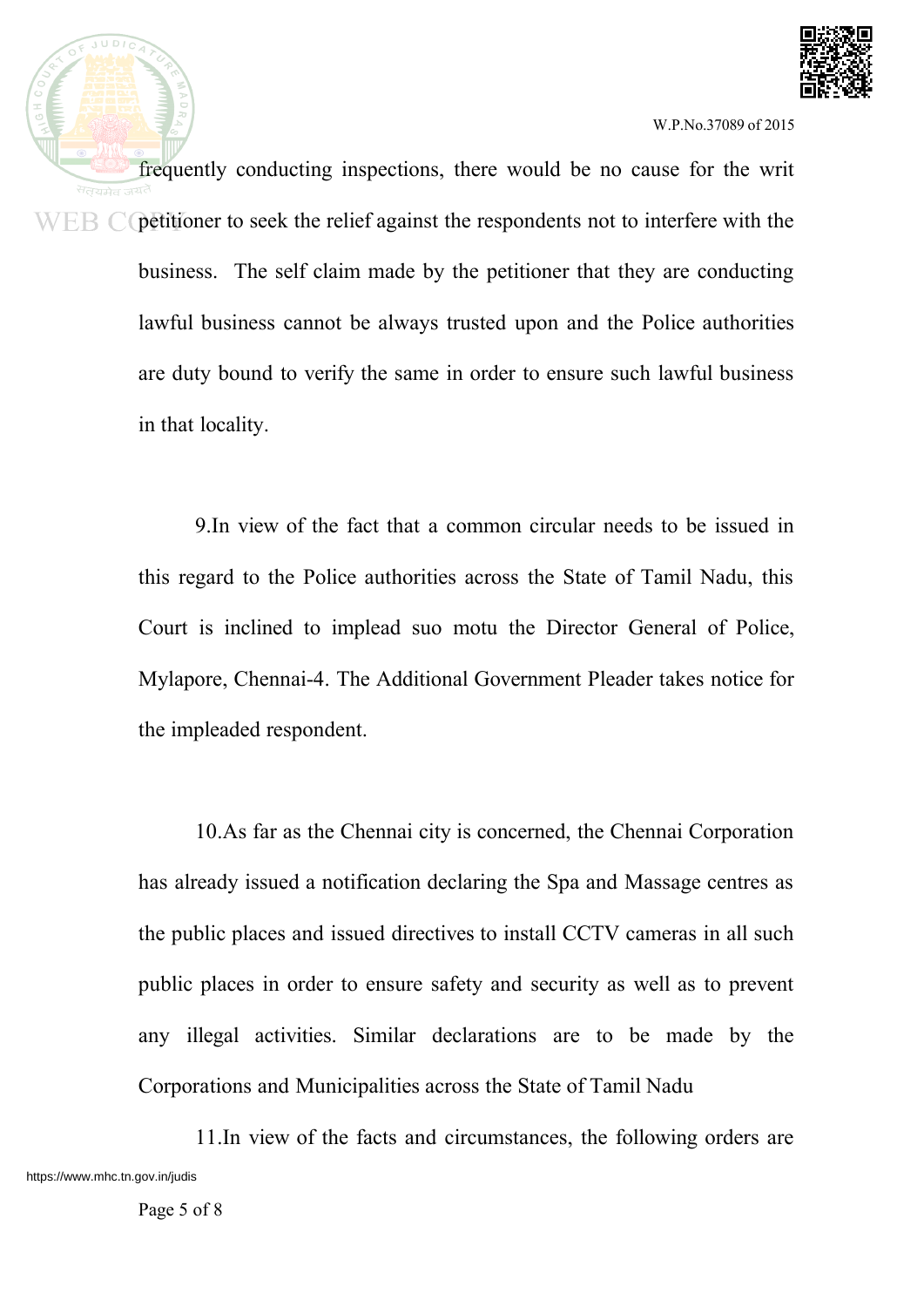frequently conducting inspections, there would be no cause for the writ petitioner to seek the relief against the respondents not to interfere with the business. The self claim made by the petitioner that they are conducting lawful business cannot be always trusted upon and the Police authorities are duty bound to verify the same in order to ensure such lawful business in that locality.

9.In view of the fact that a common circular needs to be issued in this regard to the Police authorities across the State of Tamil Nadu, this Court is inclined to implead suo motu the Director General of Police, Mylapore, Chennai-4. The Additional Government Pleader takes notice for the impleaded respondent.

10.As far as the Chennai city is concerned, the Chennai Corporation has already issued a notification declaring the Spa and Massage centres as the public places and issued directives to install CCTV cameras in all such public places in order to ensure safety and security as well as to prevent any illegal activities. Similar declarations are to be made by the Corporations and Municipalities across the State of Tamil Nadu

11.In view of the facts and circumstances, the following orders are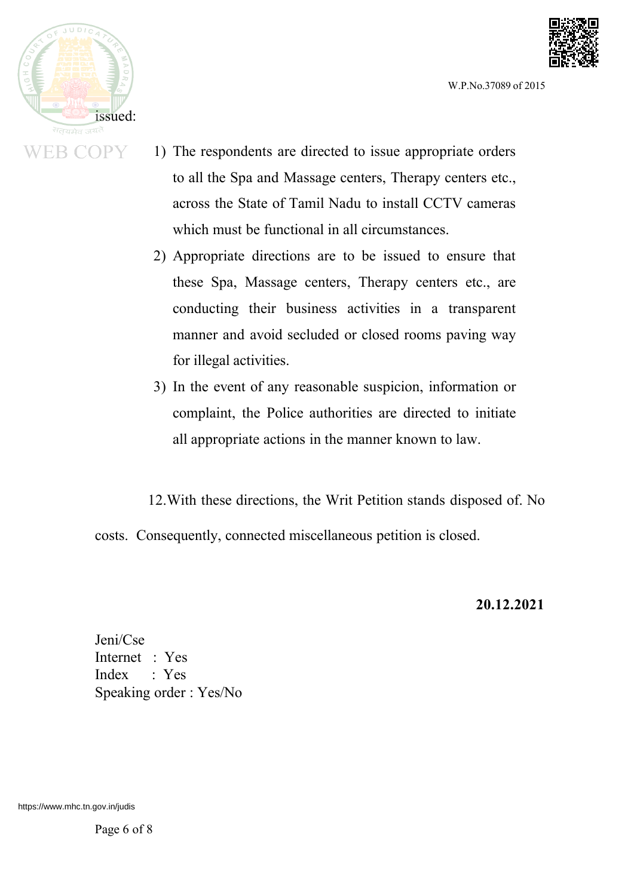issued:

1) The respondents are directed to issue appropriate orders to all the Spa and Massage centers, Therapy centers etc., across the State of Tamil Nadu to install CCTV cameras which must be functional in all circumstances.
2) Appropriate directions are to be issued to ensure that these Spa, Massage centers, Therapy centers etc., are conducting their business activities in a transparent manner and avoid secluded or closed rooms paving way for illegal activities.
3) In the event of any reasonable suspicion, information or complaint, the Police authorities are directed to initiate all appropriate actions in the manner known to law.

12.With these directions, the Writ Petition stands disposed of. No costs. Consequently, connected miscellaneous petition is closed.

**20.12.2021**

Jeni/Cse
Internet : Yes
Index : Yes
Speaking order : Yes/No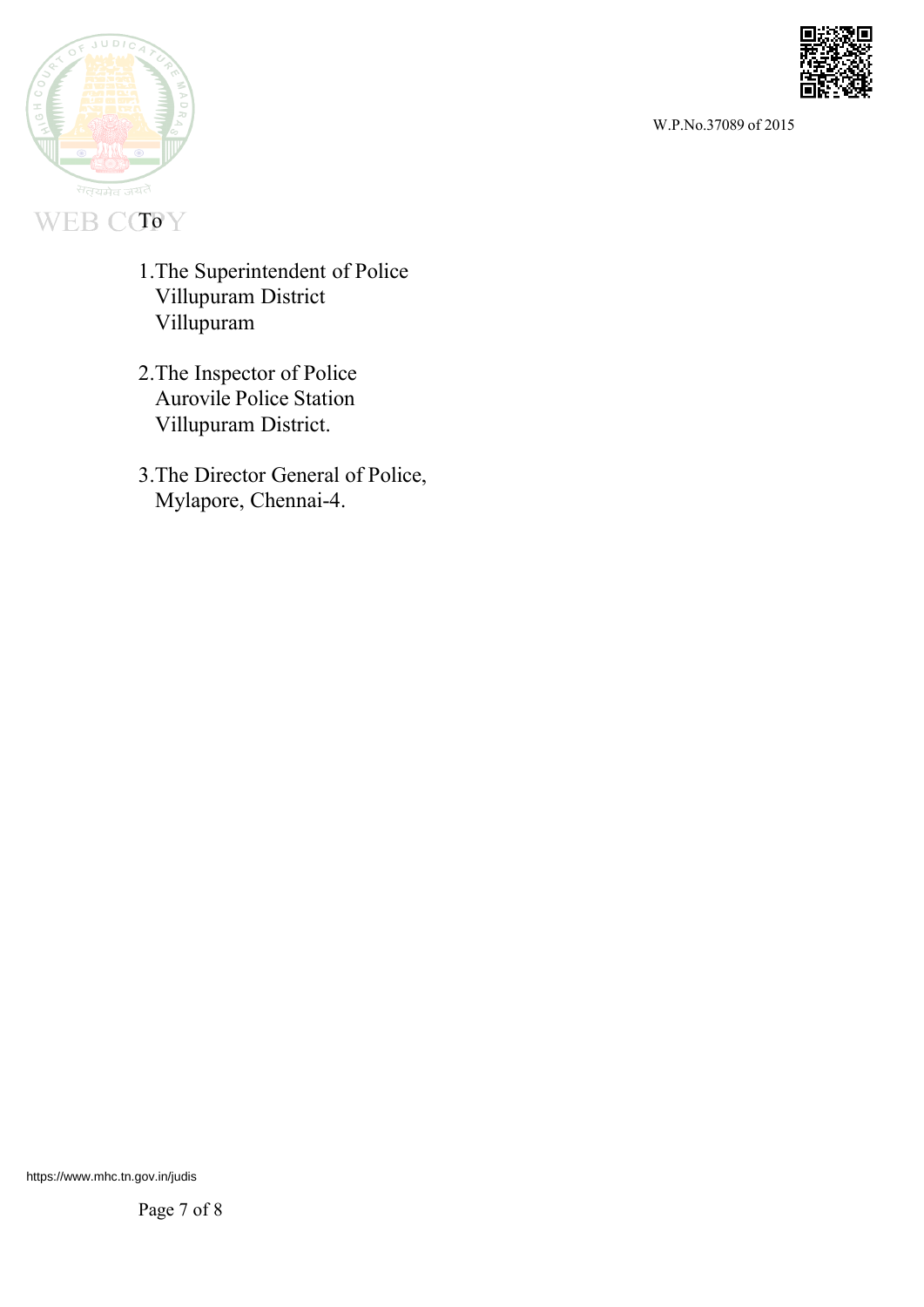To

1. The Superintendent of Police
   Villupuram District
   Villupuram

2. The Inspector of Police
   Aurovile Police Station
   Villupuram District.

3. The Director General of Police,
   Mylapore, Chennai-4.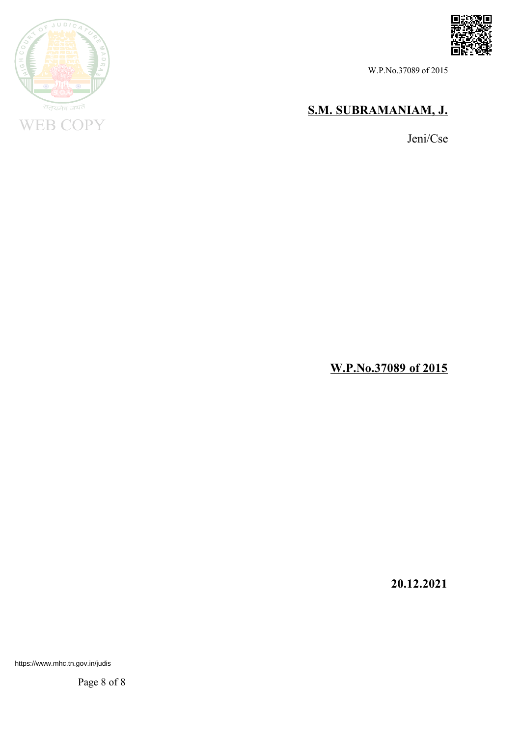**S.M. SUBRAMANIAM, J.**

Jeni/Cse

**W.P.No.37089 of 2015**

**20.12.2021**